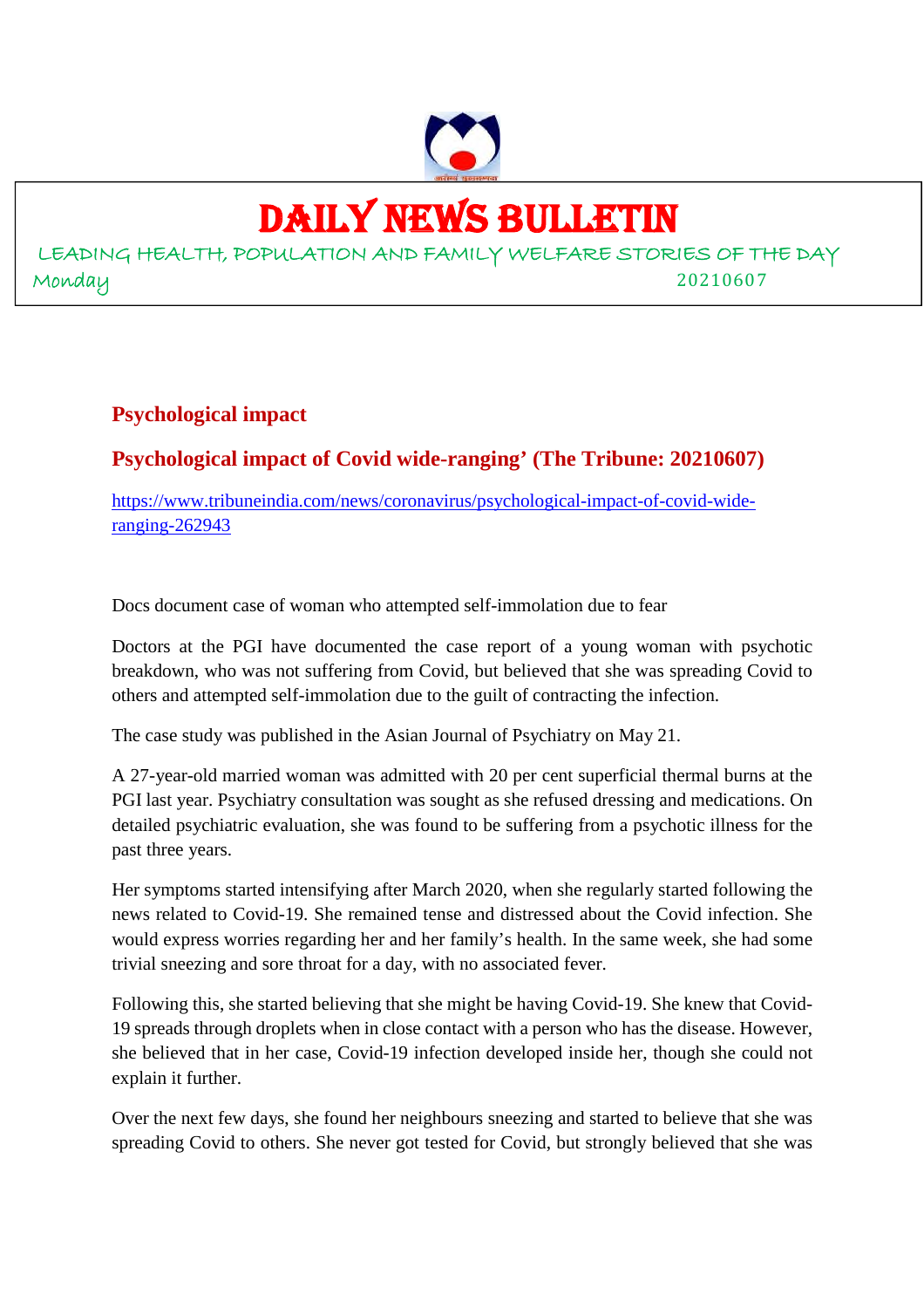# DAILY NEWS BULLETIN

LEADING HEALTH, POPULATION AND FAMILY WELFARE STORIES OF THE DAY

Monday 20210607

## Psychological impact

## Psychological impact of Covid wide-ranging' (The Tribune: 20210607)

https://www.tribuneindia.com/news/coronavirus/psychological-impact-of-covid-wide-ranging-262943

Docs document case of woman who attempted self-immolation due to fear

Doctors at the PGI have documented the case report of a young woman with psychotic breakdown, who was not suffering from Covid, but believed that she was spreading Covid to others and attempted self-immolation due to the guilt of contracting the infection.

The case study was published in the Asian Journal of Psychiatry on May 21.

A 27-year-old married woman was admitted with 20 per cent superficial thermal burns at the PGI last year. Psychiatry consultation was sought as she refused dressing and medications. On detailed psychiatric evaluation, she was found to be suffering from a psychotic illness for the past three years.

Her symptoms started intensifying after March 2020, when she regularly started following the news related to Covid-19. She remained tense and distressed about the Covid infection. She would express worries regarding her and her family's health. In the same week, she had some trivial sneezing and sore throat for a day, with no associated fever.

Following this, she started believing that she might be having Covid-19. She knew that Covid-19 spreads through droplets when in close contact with a person who has the disease. However, she believed that in her case, Covid-19 infection developed inside her, though she could not explain it further.

Over the next few days, she found her neighbours sneezing and started to believe that she was spreading Covid to others. She never got tested for Covid, but strongly believed that she was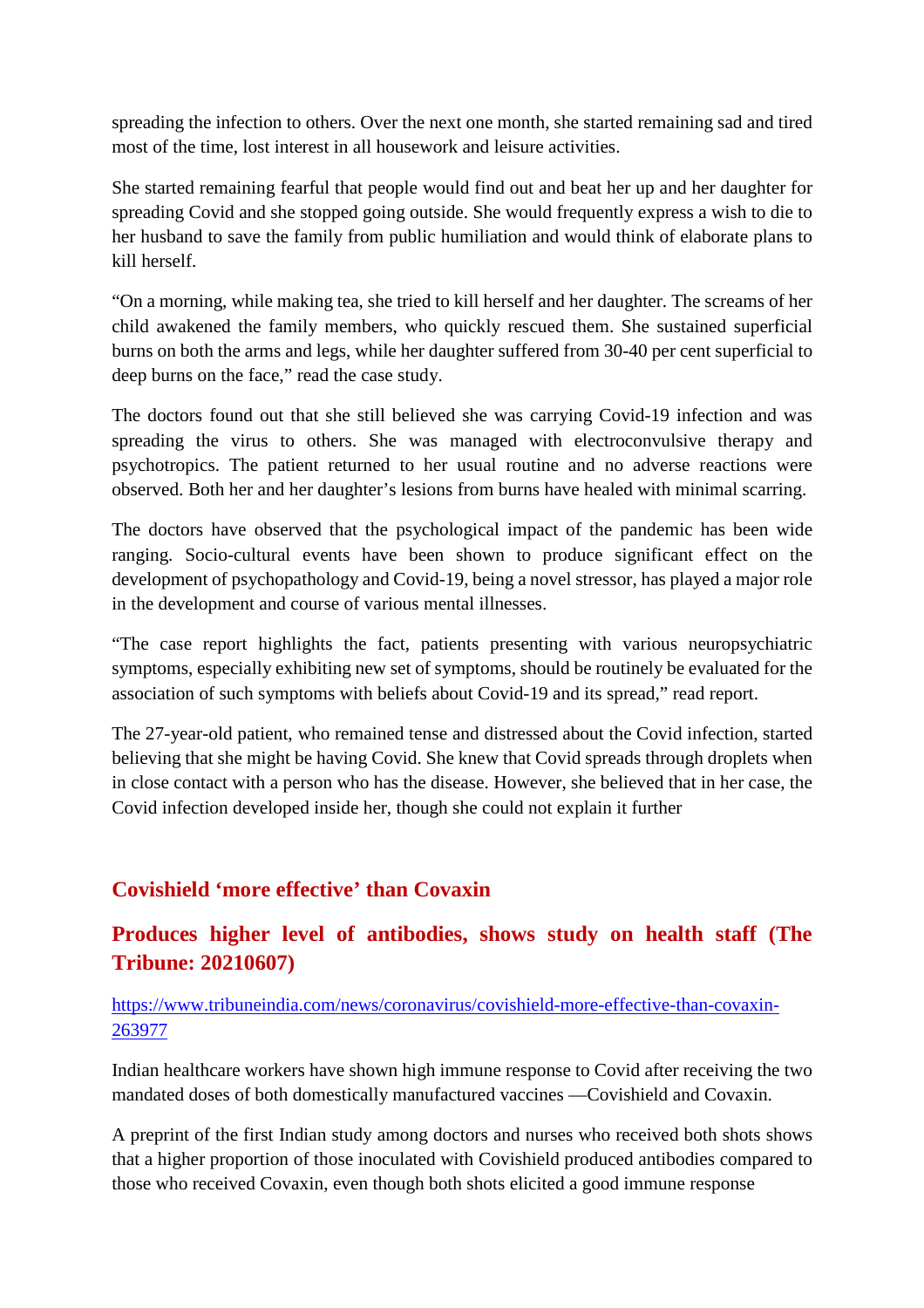spreading the infection to others. Over the next one month, she started remaining sad and tired most of the time, lost interest in all housework and leisure activities.

She started remaining fearful that people would find out and beat her up and her daughter for spreading Covid and she stopped going outside. She would frequently express a wish to die to her husband to save the family from public humiliation and would think of elaborate plans to kill herself.

"On a morning, while making tea, she tried to kill herself and her daughter. The screams of her child awakened the family members, who quickly rescued them. She sustained superficial burns on both the arms and legs, while her daughter suffered from 30-40 per cent superficial to deep burns on the face," read the case study.

The doctors found out that she still believed she was carrying Covid-19 infection and was spreading the virus to others. She was managed with electroconvulsive therapy and psychotropics. The patient returned to her usual routine and no adverse reactions were observed. Both her and her daughter's lesions from burns have healed with minimal scarring.

The doctors have observed that the psychological impact of the pandemic has been wide ranging. Socio-cultural events have been shown to produce significant effect on the development of psychopathology and Covid-19, being a novel stressor, has played a major role in the development and course of various mental illnesses.

"The case report highlights the fact, patients presenting with various neuropsychiatric symptoms, especially exhibiting new set of symptoms, should be routinely be evaluated for the association of such symptoms with beliefs about Covid-19 and its spread," read report.

The 27-year-old patient, who remained tense and distressed about the Covid infection, started believing that she might be having Covid. She knew that Covid spreads through droplets when in close contact with a person who has the disease. However, she believed that in her case, the Covid infection developed inside her, though she could not explain it further

## Covishield 'more effective' than Covaxin

## Produces higher level of antibodies, shows study on health staff (The Tribune: 20210607)

https://www.tribuneindia.com/news/coronavirus/covishield-more-effective-than-covaxin-263977

Indian healthcare workers have shown high immune response to Covid after receiving the two mandated doses of both domestically manufactured vaccines —Covishield and Covaxin.

A preprint of the first Indian study among doctors and nurses who received both shots shows that a higher proportion of those inoculated with Covishield produced antibodies compared to those who received Covaxin, even though both shots elicited a good immune response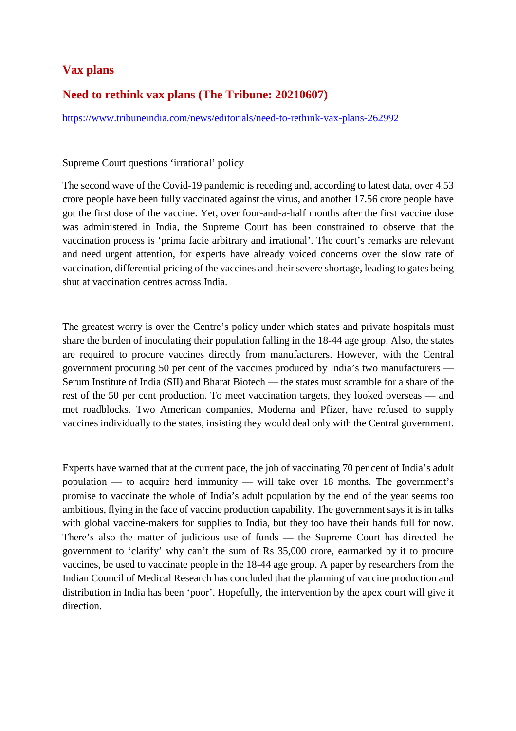## Vax plans

## Need to rethink vax plans (The Tribune: 20210607)

https://www.tribuneindia.com/news/editorials/need-to-rethink-vax-plans-262992

Supreme Court questions 'irrational' policy

The second wave of the Covid-19 pandemic is receding and, according to latest data, over 4.53 crore people have been fully vaccinated against the virus, and another 17.56 crore people have got the first dose of the vaccine. Yet, over four-and-a-half months after the first vaccine dose was administered in India, the Supreme Court has been constrained to observe that the vaccination process is 'prima facie arbitrary and irrational'. The court's remarks are relevant and need urgent attention, for experts have already voiced concerns over the slow rate of vaccination, differential pricing of the vaccines and their severe shortage, leading to gates being shut at vaccination centres across India.

The greatest worry is over the Centre's policy under which states and private hospitals must share the burden of inoculating their population falling in the 18-44 age group. Also, the states are required to procure vaccines directly from manufacturers. However, with the Central government procuring 50 per cent of the vaccines produced by India's two manufacturers — Serum Institute of India (SII) and Bharat Biotech — the states must scramble for a share of the rest of the 50 per cent production. To meet vaccination targets, they looked overseas — and met roadblocks. Two American companies, Moderna and Pfizer, have refused to supply vaccines individually to the states, insisting they would deal only with the Central government.

Experts have warned that at the current pace, the job of vaccinating 70 per cent of India's adult population — to acquire herd immunity — will take over 18 months. The government's promise to vaccinate the whole of India's adult population by the end of the year seems too ambitious, flying in the face of vaccine production capability. The government says it is in talks with global vaccine-makers for supplies to India, but they too have their hands full for now. There's also the matter of judicious use of funds — the Supreme Court has directed the government to 'clarify' why can't the sum of Rs 35,000 crore, earmarked by it to procure vaccines, be used to vaccinate people in the 18-44 age group. A paper by researchers from the Indian Council of Medical Research has concluded that the planning of vaccine production and distribution in India has been 'poor'. Hopefully, the intervention by the apex court will give it direction.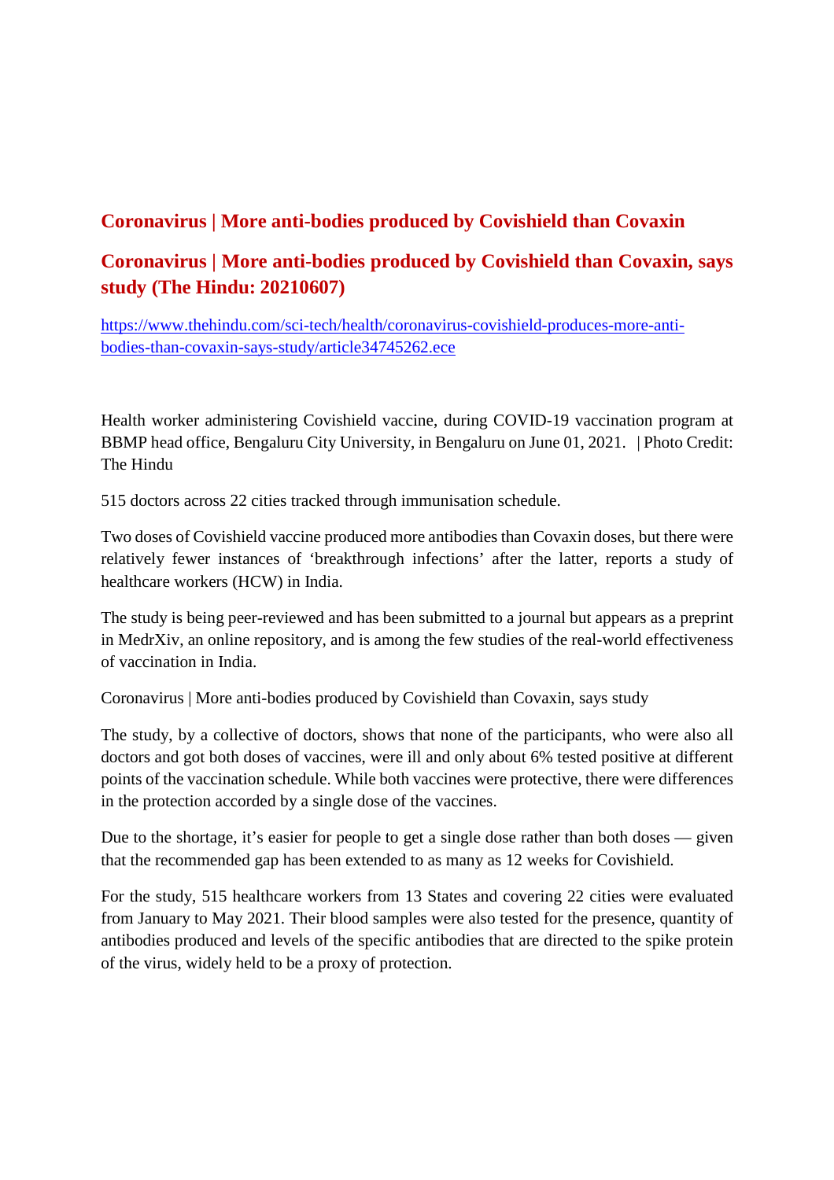## Coronavirus | More anti-bodies produced by Covishield than Covaxin

## Coronavirus | More anti-bodies produced by Covishield than Covaxin, says study (The Hindu: 20210607)

https://www.thehindu.com/sci-tech/health/coronavirus-covishield-produces-more-anti-bodies-than-covaxin-says-study/article34745262.ece

Health worker administering Covishield vaccine, during COVID-19 vaccination program at BBMP head office, Bengaluru City University, in Bengaluru on June 01, 2021. | Photo Credit: The Hindu

515 doctors across 22 cities tracked through immunisation schedule.

Two doses of Covishield vaccine produced more antibodies than Covaxin doses, but there were relatively fewer instances of 'breakthrough infections' after the latter, reports a study of healthcare workers (HCW) in India.

The study is being peer-reviewed and has been submitted to a journal but appears as a preprint in MedrXiv, an online repository, and is among the few studies of the real-world effectiveness of vaccination in India.

Coronavirus | More anti-bodies produced by Covishield than Covaxin, says study

The study, by a collective of doctors, shows that none of the participants, who were also all doctors and got both doses of vaccines, were ill and only about 6% tested positive at different points of the vaccination schedule. While both vaccines were protective, there were differences in the protection accorded by a single dose of the vaccines.

Due to the shortage, it's easier for people to get a single dose rather than both doses — given that the recommended gap has been extended to as many as 12 weeks for Covishield.

For the study, 515 healthcare workers from 13 States and covering 22 cities were evaluated from January to May 2021. Their blood samples were also tested for the presence, quantity of antibodies produced and levels of the specific antibodies that are directed to the spike protein of the virus, widely held to be a proxy of protection.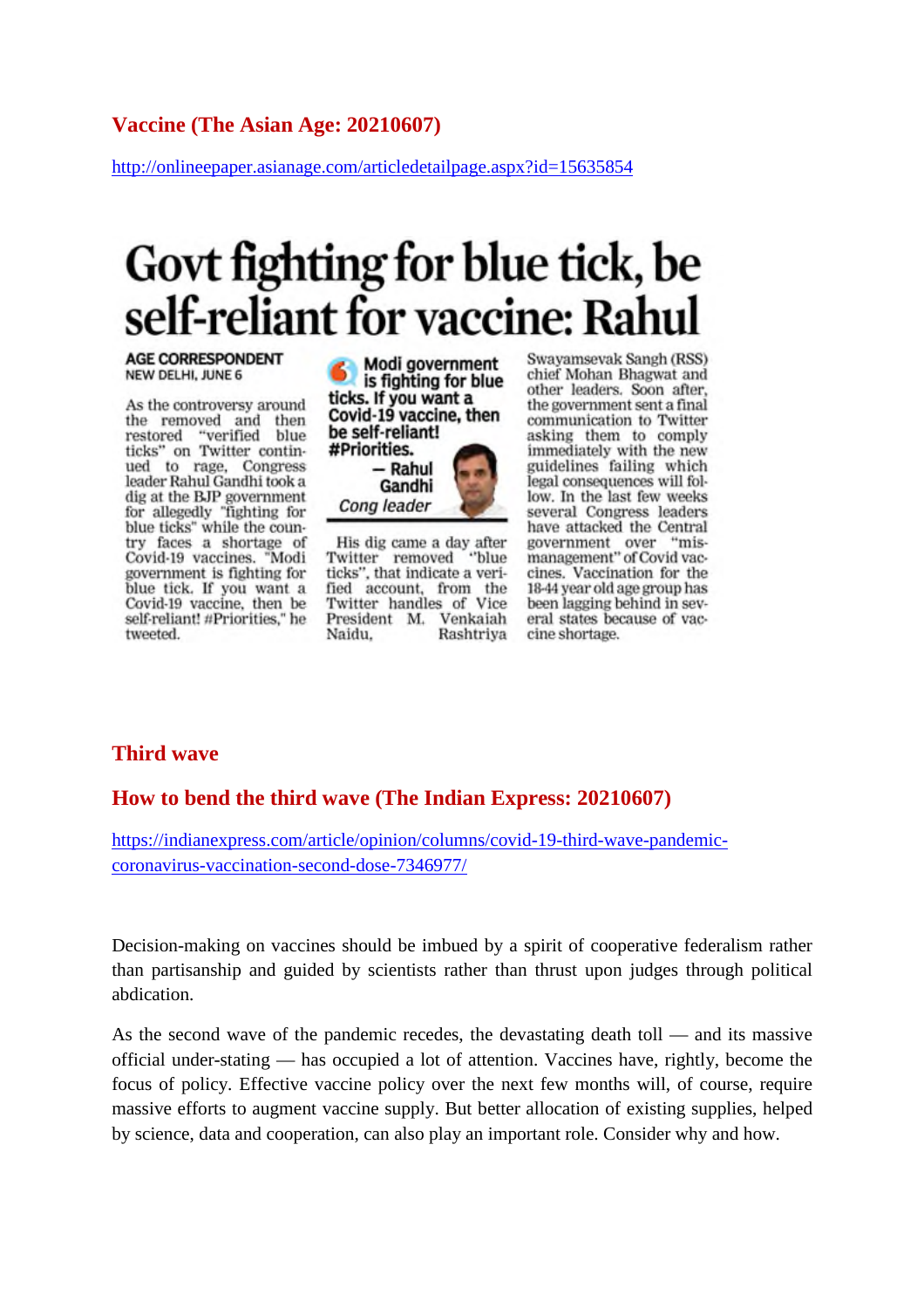## Vaccine (The Asian Age: 20210607)

http://onlineepaper.asianage.com/articledetailpage.aspx?id=15635854

# Govt fighting for blue tick, be self-reliant for vaccine: Rahul

**AGE CORRESPONDENT**
**NEW DELHI, JUNE 6**

As the controversy around the removed and then restored "verified blue ticks" on Twitter continued to rage, Congress leader Rahul Gandhi took a dig at the BJP government for allegedly "fighting for blue ticks" while the country faces a shortage of Covid-19 vaccines. "Modi government is fighting for blue tick. If you want a Covid-19 vaccine, then be self-reliant! #Priorities," he tweeted.

> **Modi government is fighting for blue ticks. If you want a Covid-19 vaccine, then be self-reliant! #Priorities.**
>
> **— Rahul Gandhi**
> *Cong leader*

His dig came a day after Twitter removed "blue ticks", that indicate a verified account, from the Twitter handles of Vice President M. Venkaiah Naidu, Rashtriya Swayamsevak Sangh (RSS) chief Mohan Bhagwat and other leaders. Soon after, the government sent a final communication to Twitter asking them to comply immediately with the new guidelines failing which legal consequences will follow. In the last few weeks several Congress leaders have attacked the Central government over "mismanagement" of Covid vaccines. Vaccination for the 18-44 year old age group has been lagging behind in several states because of vaccine shortage.

## Third wave

## How to bend the third wave (The Indian Express: 20210607)

https://indianexpress.com/article/opinion/columns/covid-19-third-wave-pandemic-coronavirus-vaccination-second-dose-7346977/

Decision-making on vaccines should be imbued by a spirit of cooperative federalism rather than partisanship and guided by scientists rather than thrust upon judges through political abdication.

As the second wave of the pandemic recedes, the devastating death toll — and its massive official under-stating — has occupied a lot of attention. Vaccines have, rightly, become the focus of policy. Effective vaccine policy over the next few months will, of course, require massive efforts to augment vaccine supply. But better allocation of existing supplies, helped by science, data and cooperation, can also play an important role. Consider why and how.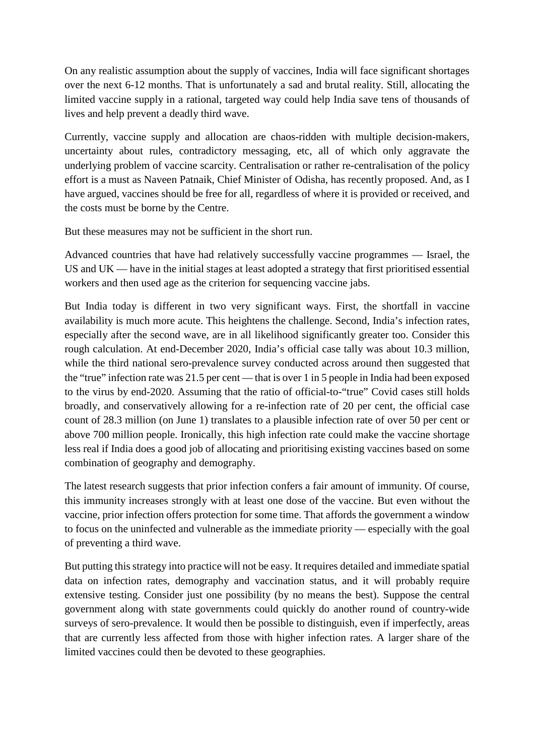On any realistic assumption about the supply of vaccines, India will face significant shortages over the next 6-12 months. That is unfortunately a sad and brutal reality. Still, allocating the limited vaccine supply in a rational, targeted way could help India save tens of thousands of lives and help prevent a deadly third wave.

Currently, vaccine supply and allocation are chaos-ridden with multiple decision-makers, uncertainty about rules, contradictory messaging, etc, all of which only aggravate the underlying problem of vaccine scarcity. Centralisation or rather re-centralisation of the policy effort is a must as Naveen Patnaik, Chief Minister of Odisha, has recently proposed. And, as I have argued, vaccines should be free for all, regardless of where it is provided or received, and the costs must be borne by the Centre.

But these measures may not be sufficient in the short run.

Advanced countries that have had relatively successfully vaccine programmes — Israel, the US and UK — have in the initial stages at least adopted a strategy that first prioritised essential workers and then used age as the criterion for sequencing vaccine jabs.

But India today is different in two very significant ways. First, the shortfall in vaccine availability is much more acute. This heightens the challenge. Second, India's infection rates, especially after the second wave, are in all likelihood significantly greater too. Consider this rough calculation. At end-December 2020, India's official case tally was about 10.3 million, while the third national sero-prevalence survey conducted across around then suggested that the "true" infection rate was 21.5 per cent — that is over 1 in 5 people in India had been exposed to the virus by end-2020. Assuming that the ratio of official-to-"true" Covid cases still holds broadly, and conservatively allowing for a re-infection rate of 20 per cent, the official case count of 28.3 million (on June 1) translates to a plausible infection rate of over 50 per cent or above 700 million people. Ironically, this high infection rate could make the vaccine shortage less real if India does a good job of allocating and prioritising existing vaccines based on some combination of geography and demography.

The latest research suggests that prior infection confers a fair amount of immunity. Of course, this immunity increases strongly with at least one dose of the vaccine. But even without the vaccine, prior infection offers protection for some time. That affords the government a window to focus on the uninfected and vulnerable as the immediate priority — especially with the goal of preventing a third wave.

But putting this strategy into practice will not be easy. It requires detailed and immediate spatial data on infection rates, demography and vaccination status, and it will probably require extensive testing. Consider just one possibility (by no means the best). Suppose the central government along with state governments could quickly do another round of country-wide surveys of sero-prevalence. It would then be possible to distinguish, even if imperfectly, areas that are currently less affected from those with higher infection rates. A larger share of the limited vaccines could then be devoted to these geographies.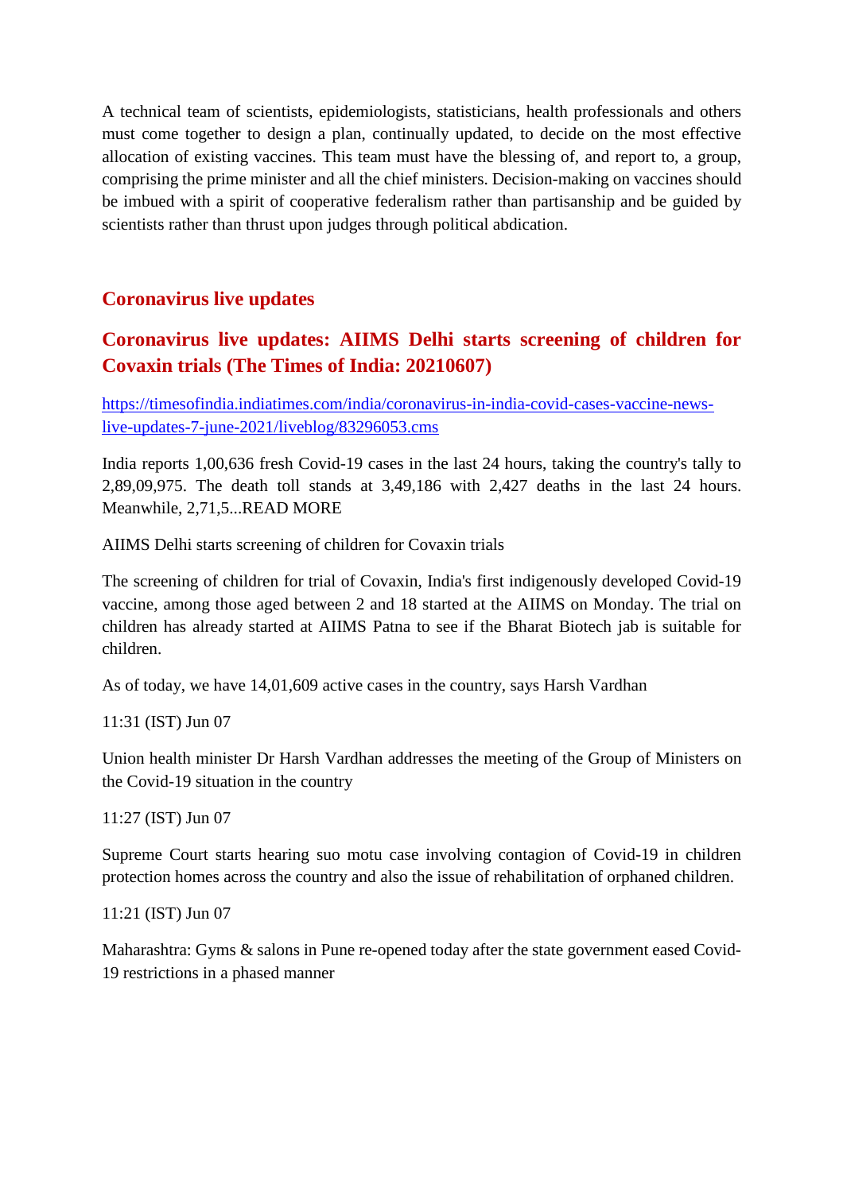A technical team of scientists, epidemiologists, statisticians, health professionals and others must come together to design a plan, continually updated, to decide on the most effective allocation of existing vaccines. This team must have the blessing of, and report to, a group, comprising the prime minister and all the chief ministers. Decision-making on vaccines should be imbued with a spirit of cooperative federalism rather than partisanship and be guided by scientists rather than thrust upon judges through political abdication.

## Coronavirus live updates

### Coronavirus live updates: AIIMS Delhi starts screening of children for Covaxin trials (The Times of India: 20210607)

[https://timesofindia.indiatimes.com/india/coronavirus-in-india-covid-cases-vaccine-news-live-updates-7-june-2021/liveblog/83296053.cms](https://timesofindia.indiatimes.com/india/coronavirus-in-india-covid-cases-vaccine-news-live-updates-7-june-2021/liveblog/83296053.cms)

India reports 1,00,636 fresh Covid-19 cases in the last 24 hours, taking the country's tally to 2,89,09,975. The death toll stands at 3,49,186 with 2,427 deaths in the last 24 hours. Meanwhile, 2,71,5...READ MORE

AIIMS Delhi starts screening of children for Covaxin trials

The screening of children for trial of Covaxin, India's first indigenously developed Covid-19 vaccine, among those aged between 2 and 18 started at the AIIMS on Monday. The trial on children has already started at AIIMS Patna to see if the Bharat Biotech jab is suitable for children.

As of today, we have 14,01,609 active cases in the country, says Harsh Vardhan

11:31 (IST) Jun 07

Union health minister Dr Harsh Vardhan addresses the meeting of the Group of Ministers on the Covid-19 situation in the country

11:27 (IST) Jun 07

Supreme Court starts hearing suo motu case involving contagion of Covid-19 in children protection homes across the country and also the issue of rehabilitation of orphaned children.

11:21 (IST) Jun 07

Maharashtra: Gyms & salons in Pune re-opened today after the state government eased Covid-19 restrictions in a phased manner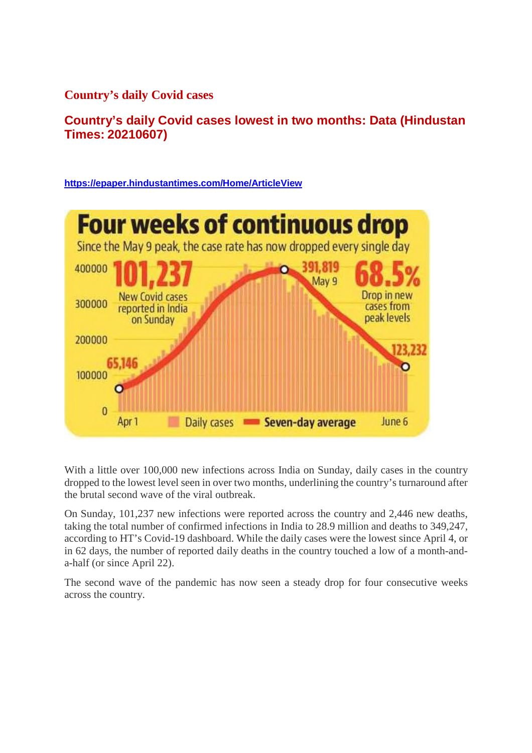## Country's daily Covid cases

### Country's daily Covid cases lowest in two months: Data (Hindustan Times: 20210607)

https://epaper.hindustantimes.com/Home/ArticleView

**Four weeks of continuous drop**

Since the May 9 peak, the case rate has now dropped every single day

101,237 New Covid cases reported in India on Sunday

391,819 May 9

68.5% Drop in new cases from peak levels

65,146

123,232

Apr 1 — Daily cases — Seven-day average — June 6

With a little over 100,000 new infections across India on Sunday, daily cases in the country dropped to the lowest level seen in over two months, underlining the country's turnaround after the brutal second wave of the viral outbreak.

On Sunday, 101,237 new infections were reported across the country and 2,446 new deaths, taking the total number of confirmed infections in India to 28.9 million and deaths to 349,247, according to HT's Covid-19 dashboard. While the daily cases were the lowest since April 4, or in 62 days, the number of reported daily deaths in the country touched a low of a month-and-a-half (or since April 22).

The second wave of the pandemic has now seen a steady drop for four consecutive weeks across the country.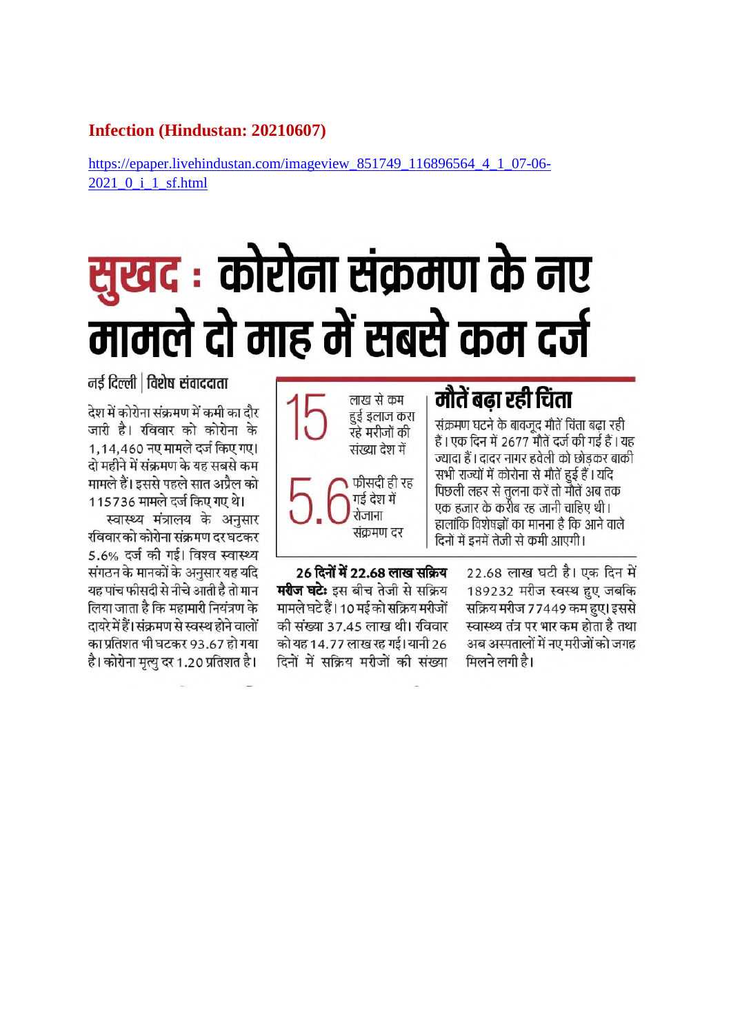**Infection (Hindustan: 20210607)**

https://epaper.livehindustan.com/imageview_851749_116896564_4_1_07-06-2021_0_i_1_sf.html

# सुखद : कोरोना संक्रमण के नए मामले दो माह में सबसे कम दर्ज

नई दिल्ली | विशेष संवाददाता

देश में कोरोना संक्रमण में कमी का दौर जारी है। रविवार को कोरोना के 1,14,460 नए मामले दर्ज किए गए। दो महीने में संक्रमण के यह सबसे कम मामले हैं। इससे पहले सात अप्रैल को 115736 मामले दर्ज किए गए थे।

स्वास्थ्य मंत्रालय के अनुसार रविवार को कोरोना संक्रमण दर घटकर 5.6% दर्ज की गई। विश्व स्वास्थ्य संगठन के मानकों के अनुसार यह यदि यह पांच फीसदी से नीचे आती है तो मान लिया जाता है कि महामारी नियंत्रण के दायरे में हैं। संक्रमण से स्वस्थ होने वालों का प्रतिशत भी घटकर 93.67 हो गया है। कोरोना मृत्यु दर 1.20 प्रतिशत है।

**15** लाख से कम हुई इलाज करा रहे मरीजों की संख्या देश में

**5.6** फीसदी ही रह गई देश में रोजाना संक्रमण दर

## मौतें बढ़ा रही चिंता

संक्रमण घटने के बावजूद मौतें चिंता बढ़ा रही हैं। एक दिन में 2677 मौतें दर्ज की गई हैं। यह ज्यादा हैं। दादर नागर हवेली को छोड़कर बाकी सभी राज्यों में कोरोना से मौतें हुई हैं। यदि पिछली लहर से तुलना करें तो मौतें अब तक एक हजार के करीब रह जानी चाहिए थी। हालांकि विशेषज्ञों का मानना है कि आने वाले दिनों में इनमें तेजी से कमी आएगी।

**26 दिनों में 22.68 लाख सक्रिय मरीज घटे:** इस बीच तेजी से सक्रिय मामले घटे हैं। 10 मई को सक्रिय मरीजों की संख्या 37.45 लाख थी। रविवार को यह 14.77 लाख रह गई। यानी 26 दिनों में सक्रिय मरीजों की संख्या 22.68 लाख घटी है। एक दिन में 189232 मरीज स्वस्थ हुए, जबकि सक्रिय मरीज 77449 कम हुए। इससे स्वास्थ्य तंत्र पर भार कम होता है तथा अब अस्पतालों में नए मरीजों को जगह मिलने लगी है।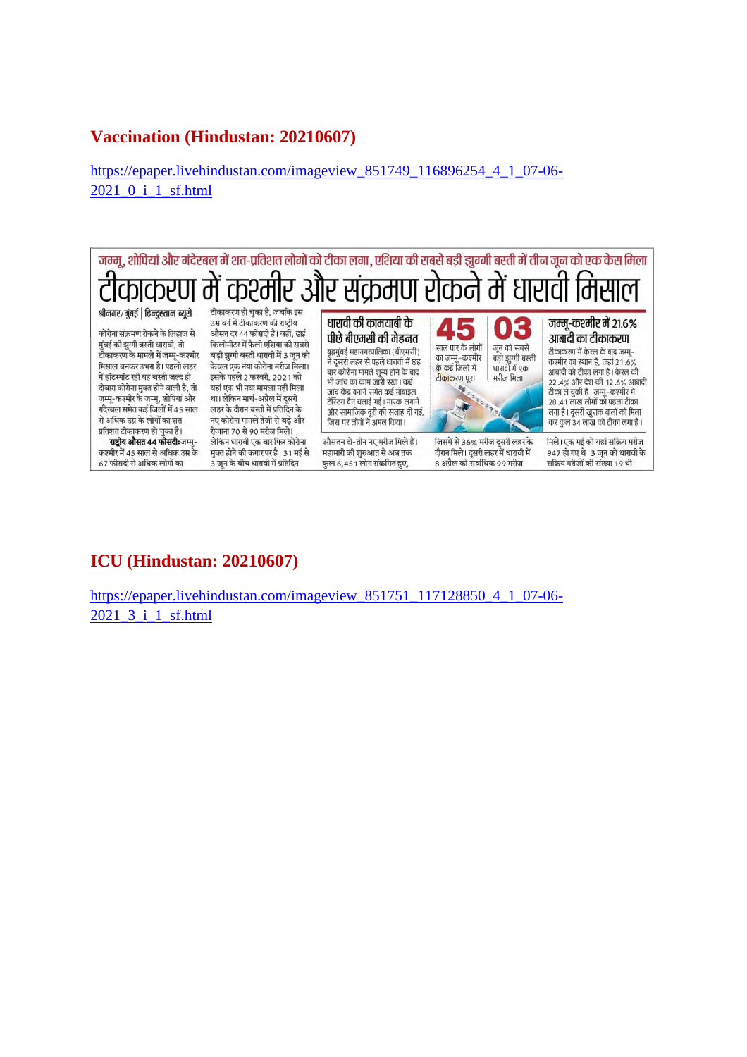## Vaccination (Hindustan: 20210607)

https://epaper.livehindustan.com/imageview_851749_116896254_4_1_07-06-2021_0_i_1_sf.html

जम्मू, शोपियां और गंदेरबल में शत-प्रतिशत लोगों को टीका लगा, एशिया की सबसे बड़ी झुग्गी बस्ती में तीन जून को एक केस मिला

# टीकाकरण में कश्मीर और संक्रमण रोकने में धारावी मिसाल

**श्रीनगर/मुंबई | हिन्दुस्तान ब्यूरो**

कोरोना संक्रमण रोकने के लिहाज से मुंबई की झुग्गी बस्ती धारावी, तो टीकाकरण के मामले में जम्मू-कश्मीर मिसाल बनकर उभरा है। पहली लहर में हॉटस्पॉट रही यह बस्ती जल्द ही दोबारा कोरोना मुक्त होने वाली है, तो जम्मू-कश्मीर के जम्मू, शोपियां और गंदेरबल समेत कई जिलों में 45 साल से अधिक उम्र के लोगों का शत प्रतिशत टीकाकरण हो चुका है।

**राष्ट्रीय औसत 44 फीसदी:** जम्मू-कश्मीर में 45 साल से अधिक उम्र के 67 फीसदी से अधिक लोगों का टीकाकरण हो चुका है, जबकि इस उम्र वर्ग में टीकाकरण की राष्ट्रीय औसत दर 44 फीसदी है। वहीं, ढाई किलोमीटर में फैली एशिया की सबसे बड़ी झुग्गी बस्ती धारावी में 3 जून को केवल एक नया कोरोना मरीज मिला। इसके पहले 2 फरवरी, 2021 को यहां एक भी नया मामला नहीं मिला था। लेकिन मार्च-अप्रैल में दूसरी लहर के दौरान बस्ती में प्रतिदिन के नए कोरोना मामले तेजी से बढ़े और रोजाना 70 से 90 मरीज मिले। लेकिन धारावी एक बार फिर कोरोना मुक्त होने की कगार पर है। 31 मई से 3 जून के बीच धारावी में प्रतिदिन औसतन दो-तीन नए मरीज मिले हैं। महामारी की शुरुआत से अब तक कुल 6,451 लोग संक्रमित हुए, जिसमें से 36% मरीज दूसरी लहर के दौरान मिले। दूसरी लहर में धारावी में 8 अप्रैल को सर्वाधिक 99 मरीज मिले। एक मई को यहां सक्रिय मरीज 947 हो गए थे। 3 जून को धारावी के सक्रिय मरीजों की संख्या 19 थी।

### धारावी की कामयाबी के पीछे बीएमसी की मेहनत

बृहन्मुंबई महानगरपालिका (बीएमसी) ने दूसरी लहर से पहले धारावी में छह बार कोरोना मामले शून्य होने के बाद भी जांच का काम जारी रखा। कई जांच केंद्र बनाने समेत कई मोबाइल टेस्टिंग वैन चलाई गईं। मास्क लगाने और सामाजिक दूरी की सलाह दी गई, जिस पर लोगों ने अमल किया।

**45** साल पार के लोगों का जम्मू-कश्मीर के कई जिलों में टीकाकरण पूरा

**03** जून को सबसे बड़ी झुग्गी बस्ती धारावी में एक मरीज मिला

### जम्मू-कश्मीर में 21.6% आबादी का टीकाकरण

टीकाकरण में केरल के बाद जम्मू-कश्मीर का स्थान है, जहां 21.6% आबादी को टीका लगा है। केरल की 22.4% और देश की 12.6% आबादी टीका ले चुकी है। जम्मू-कश्मीर में 28.41 लाख लोगों को पहला टीका लगा है। दूसरी खुराक वालों को मिला कर कुल 34 लाख को टीका लगा है।

## ICU (Hindustan: 20210607)

https://epaper.livehindustan.com/imageview_851751_117128850_4_1_07-06-2021_3_i_1_sf.html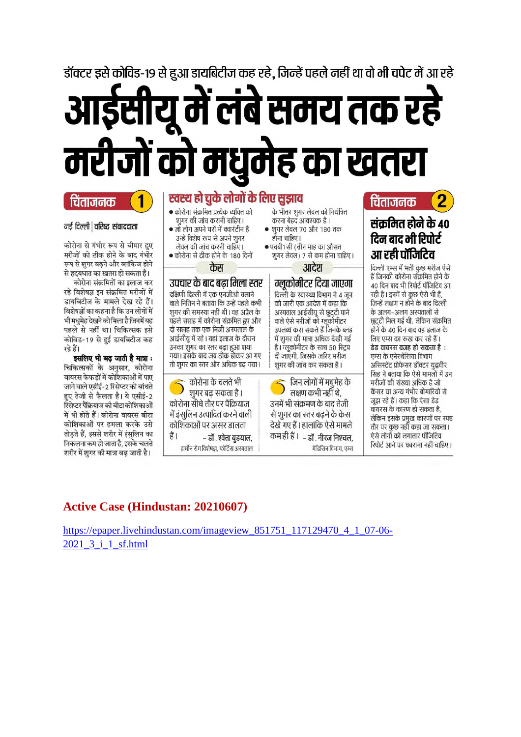डॉक्टर इसे कोविड-19 से हुआ डायबिटीज कह रहे, जिन्हें पहले नहीं था वो भी चपेट में आ रहे

# आईसीयू में लंबे समय तक रहे मरीजों को मधुमेह का खतरा

## चिंताजनक 1

नई दिल्ली | वरिष्ठ संवाददाता

कोरोना से गंभीर रूप से बीमार हुए मरीजों को ठीक होने के बाद गंभीर रूप से शुगर बढ़ने और ब्लॉकेज होने से हृदयघात का खतरा हो सकता है।

कोरोना संक्रमितों का इलाज कर रहे विशेषज्ञ इन संक्रमित मरीजों में डायबिटीज के मामले देख रहे हैं। विशेषज्ञों का कहना है कि उन लोगों में भी मधुमेह देखने को मिला है जिनमें यह पहले से नहीं था। चिकित्सक इसे कोविड-19 से हुई डायबिटीज कह रहे हैं।

**इसलिए भी बढ़ जाती है मात्रा :** चिकित्सकों के अनुसार, कोरोना वायरस फेफड़ों में कोशिकाओं में पाए जाने वाले एसीई-2 रिसेप्टर को बांधते हुए तेजी से फैलता है। ये एसीई-2 रिसेप्टर पैंक्रियाज की बीटा कोशिकाओं में भी होते हैं। कोरोना वायरस बीटा कोशिकाओं पर हमला करके उसे तोड़ते हैं, इससे शरीर में इंसुलिन का निकलना कम हो जाता है, इसके चलते शरीर में शुगर की मात्रा बढ़ जाती है।

## स्वस्थ हो चुके लोगों के लिए सुझाव

- कोरोना संक्रमित प्रत्येक व्यक्ति को शुगर की जांच करानी चाहिए।
- जो लोग अपने घरों में क्वारंटीन हैं उन्हें विशेष रूप से अपने शुगर लेवल की जांच करनी चाहिए।
- कोरोना से ठीक होने के 180 दिनों के भीतर शुगर लेवल को नियंत्रित करना बेहद आवश्यक है।
- शुगर लेवल 70 और 180 तक होना चाहिए।
- एचबी1सी (तीन माह का औसत शुगर लेवल) 7 से कम होना चाहिए।

### केस

#### उपचार के बाद बढ़ा मिला स्तर

दक्षिणी दिल्ली में एक एनजीओ चलाने वाले नितिन ने बताया कि उन्हें पहले कभी शुगर की समस्या नहीं थी। वह अप्रैल के पहले सप्ताह में कोरोना संक्रमित हुए और दो सप्ताह तक एक निजी अस्पताल के आईसीयू में रहे। यहां इलाज के दौरान उनका शुगर का स्तर बढ़ा हुआ पाया गया। इसके बाद जब ठीक होकर आ गए तो शुगर का स्तर और अधिक बढ़ गया।

### आदेश

#### ग्लूकोमीटर दिया जाएगा

दिल्ली सरकार के स्वास्थ्य विभाग ने 4 जून को जारी एक आदेश में कहा कि अस्पताल आईसीयू से छुट्टी पाने वाले ऐसे मरीजों को ग्लूकोमीटर उपलब्ध करा सकते हैं जिनके ब्लड में शुगर की मात्रा अधिक देखी गई है। ग्लूकोमीटर के साथ 50 स्ट्रिप दी जाएंगी, जिसके जरिए मरीज शुगर की जांच कर सकता है।

> कोरोना के चलते भी शुगर बढ़ सकता है। कोरोना सीधे तौर पर पैंक्रियाज में इंसुलिन उत्पादित करने वाली कोशिकाओं पर असर डालता है।
>
> \- डॉ. श्वेता बुडयाल, हार्मोन रोग विशेषज्ञ, फोर्टिस अस्पताल

> जिन लोगों में मधुमेह के लक्षण कभी नहीं थे, उनमें भी संक्रमण के बाद तेजी से शुगर का स्तर बढ़ने के केस देखे गए हैं। हालांकि ऐसे मामले कम ही हैं।
>
> \- डॉ. नीरज निश्चल, मेडिसिन विभाग, एम्स

## चिंताजनक 2

### संक्रमित होने के 40 दिन बाद भी रिपोर्ट आ रही पॉजिटिव

दिल्ली एम्स में भर्ती कुछ मरीज ऐसे हैं जिनकी कोरोना संक्रमित होने के 40 दिन बाद भी रिपोर्ट पॉजिटिव आ रही है। इनमें से कुछ ऐसे भी हैं, जिन्हें लक्षण न होने के बाद दिल्ली के अलग-अलग अस्पतालों से छुट्टी मिल गई थी, लेकिन संक्रमित होने के 40 दिन बाद वह इलाज के लिए एम्स का रुख कर रहे हैं।

**डेड वायरस वजह हो सकता है :** एम्स के एनेस्थेसिया विभाग असिस्टेंट प्रोफेसर डॉक्टर युद्धवीर सिंह ने बताया कि ऐसे मामलों में उन मरीजों की संख्या अधिक है जो कैंसर या अन्य गंभीर बीमारियों से जूझ रहे हैं। कहा कि ऐसा डेड वायरस के कारण हो सकता है, लेकिन इसके प्रमुख कारणों पर स्पष्ट तौर पर कुछ नहीं कहा जा सकता। ऐसे लोगों को लगातार पॉजिटिव रिपोर्ट आने पर घबराना नहीं चाहिए।

**Active Case (Hindustan: 20210607)**

https://epaper.livehindustan.com/imageview_851751_117129470_4_1_07-06-2021_3_i_1_sf.html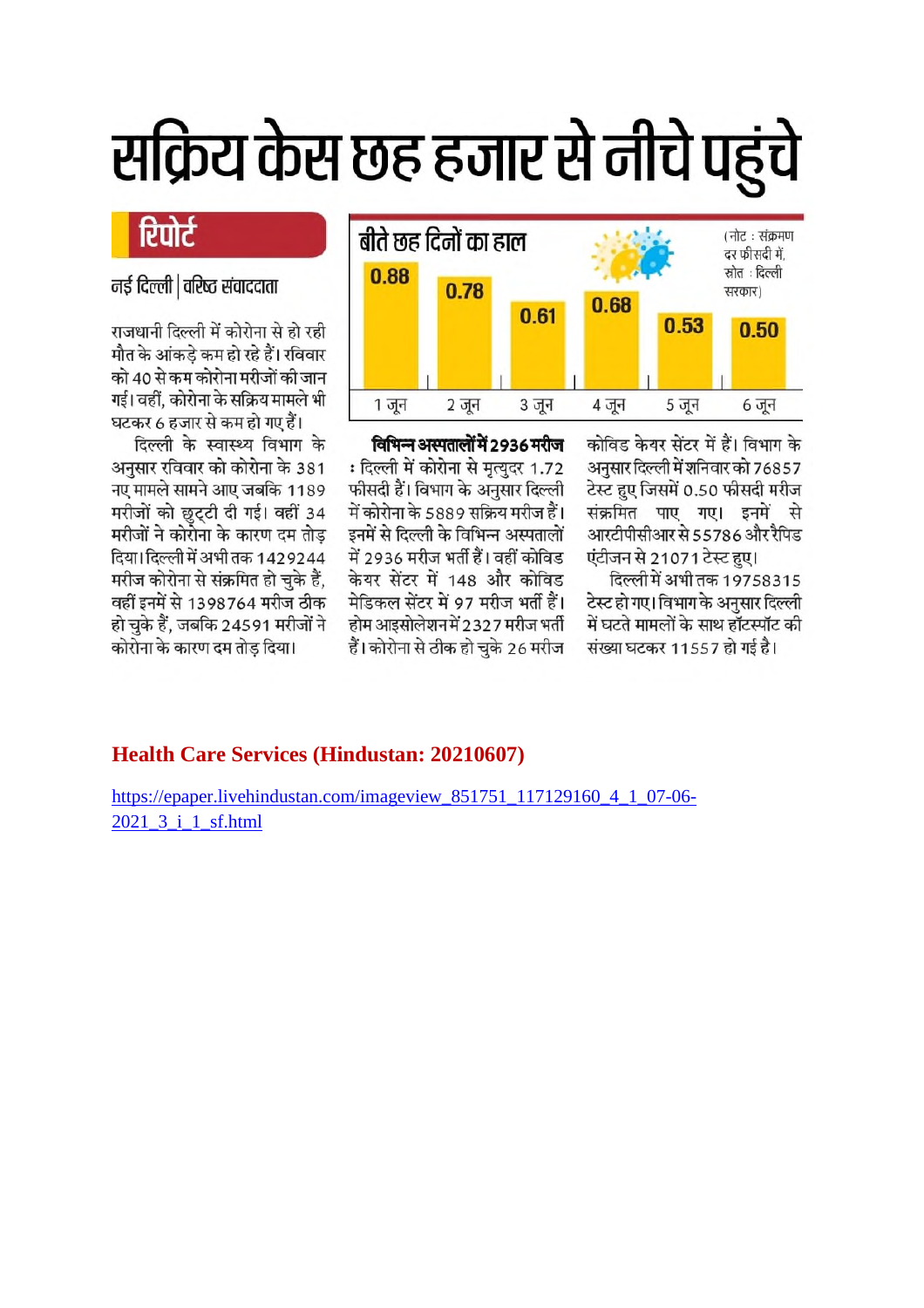# सक्रिय केस छह हजार से नीचे पहुंचे

## रिपोर्ट

नई दिल्ली | वरिष्ठ संवाददाता

राजधानी दिल्ली में कोरोना से हो रही मौत के आंकड़े कम हो रहे हैं। रविवार को 40 से कम कोरोना मरीजों की जान गई। वहीं, कोरोना के सक्रिय मामले भी घटकर 6 हजार से कम हो गए हैं।

दिल्ली के स्वास्थ्य विभाग के अनुसार रविवार को कोरोना के 381 नए मामले सामने आए जबकि 1189 मरीजों को छुट्टी दी गई। वहीं 34 मरीजों ने कोरोना के कारण दम तोड़ दिया। दिल्ली में अभी तक 1429244 मरीज कोरोना से संक्रमित हो चुके हैं, वहीं इनमें से 1398764 मरीज ठीक हो चुके हैं, जबकि 24591 मरीजों ने कोरोना के कारण दम तोड़ दिया।

### बीते छह दिनों का हाल

(नोट : संक्रमण दर फीसदी में, स्रोत : दिल्ली सरकार)

| 1 जून | 2 जून | 3 जून | 4 जून | 5 जून | 6 जून |
|---|---|---|---|---|---|
| 0.88 | 0.78 | 0.61 | 0.68 | 0.53 | 0.50 |

**विभिन्न अस्पतालों में 2936 मरीज** : दिल्ली में कोरोना से मृत्युदर 1.72 फीसदी हैं। विभाग के अनुसार दिल्ली में कोरोना के 5889 सक्रिय मरीज हैं। इनमें से दिल्ली के विभिन्न अस्पतालों में 2936 मरीज भर्ती हैं। वहीं कोविड केयर सेंटर में 148 और कोविड मेडिकल सेंटर में 97 मरीज भर्ती हैं। होम आइसोलेशन में 2327 मरीज भर्ती हैं। कोरोना से ठीक हो चुके 26 मरीज कोविड केयर सेंटर में हैं। विभाग के अनुसार दिल्ली में शनिवार को 76857 टेस्ट हुए जिसमें 0.50 फीसदी मरीज संक्रमित पाए गए। इनमें से आरटीपीसीआर से 55786 और रैपिड एंटीजन से 21071 टेस्ट हुए।

दिल्ली में अभी तक 19758315 टेस्ट हो गए। विभाग के अनुसार दिल्ली में घटते मामलों के साथ हॉटस्पॉट की संख्या घटकर 11557 हो गई है।

## Health Care Services (Hindustan: 20210607)

https://epaper.livehindustan.com/imageview_851751_117129160_4_1_07-06-2021_3_i_1_sf.html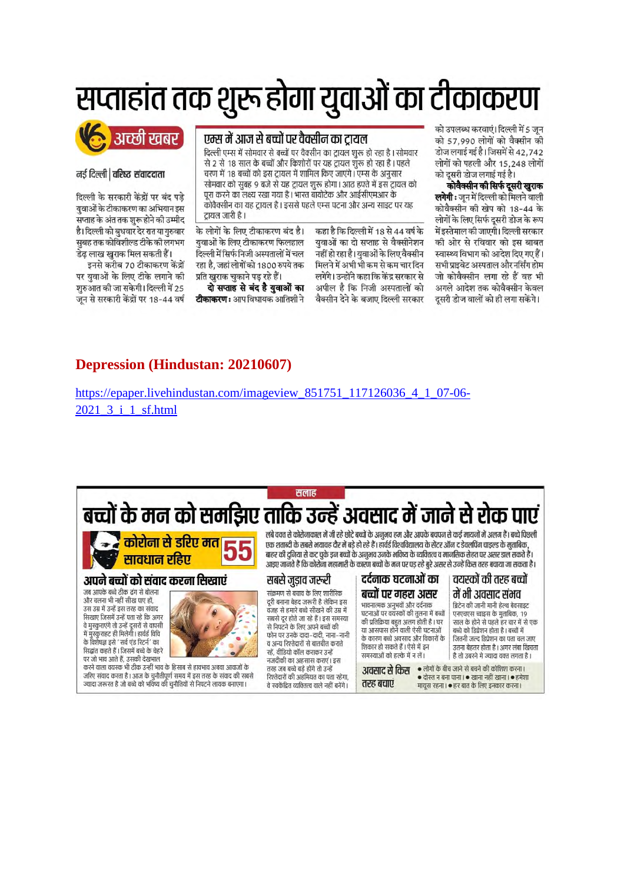# सप्ताहांत तक शुरू होगा युवाओं का टीकाकरण

अच्छी खबर

नई दिल्ली | वरिष्ठ संवाददाता

दिल्ली के सरकारी केंद्रों पर बंद पड़े युवाओं के टीकाकरण का अभियान इस सप्ताह के अंत तक शुरू होने की उम्मीद है। दिल्ली को बुधवार देर रात या गुरुवार सुबह तक कोविशील्ड टीके की लगभग डेढ़ लाख खुराक मिल सकती हैं।

इनसे करीब 70 टीकाकरण केंद्रों पर युवाओं के लिए टीके लगाने की शुरुआत की जा सकेगी। दिल्ली में 25 जून से सरकारी केंद्रों पर 18-44 वर्ष के लोगों के लिए टीकाकरण बंद है। युवाओं के लिए टीकाकरण फिलहाल दिल्ली में सिर्फ निजी अस्पतालों में चल रहा है, जहां लोगों को 1800 रुपये तक प्रति खुराक चुकाने पड़ रहे हैं।

**दो सप्ताह से बंद है युवाओं का टीकाकरण :** आप विधायक आतिशी ने कहा है कि दिल्ली में 18 से 44 वर्ष के युवाओं का दो सप्ताह से वैक्सीनेशन नहीं हो रहा है। युवाओं के लिए वैक्सीन मिलने में अभी भी कम से कम चार दिन लगेंगे। उन्होंने कहा कि केंद्र सरकार से अपील है कि निजी अस्पतालों को वैक्सीन देने के बजाए दिल्ली सरकार को उपलब्ध करवाएं। दिल्ली में 5 जून को 57,990 लोगों को वैक्सीन की डोज लगाई गई है। जिसमें से 42,742 लोगों को पहली और 15,248 लोगों को दूसरी डोज लगाई गई है।

**कोवैक्सीन की सिर्फ दूसरी खुराक लगेगी :** जून में दिल्ली को मिलने वाली कोवैक्सीन की खेप को 18-44 के लोगों के लिए सिर्फ दूसरी डोज के रूप में इस्तेमाल की जाएगी। दिल्ली सरकार की ओर से रविवार को इस बाबत स्वास्थ्य विभाग को आदेश दिए गए हैं। सभी प्राइवेट अस्पताल और नर्सिंग होम जो कोवैक्सीन लगा रहे हैं वह भी अगले आदेश तक कोवैक्सीन केवल दूसरी डोज वालों को ही लगा सकेंगे।

## एम्स में आज से बच्चों पर वैक्सीन का ट्रायल

दिल्ली एम्स में सोमवार से बच्चों पर वैक्सीन का ट्रायल शुरू हो रहा है। सोमवार से 2 से 18 साल के बच्चों और किशोरों पर यह ट्रायल शुरू हो रहा है। पहले चरण में 18 बच्चों को इस ट्रायल में शामिल किए जाएंगे। एम्स के अनुसार सोमवार को सुबह 9 बजे से यह ट्रायल शुरू होगा। आठ हफ्ते में इस ट्रायल को पूरा करने का लक्ष्य रखा गया है। भारत बायोटेक और आईसीएमआर के कोवैक्सीन का यह ट्रायल है। इससे पहले एम्स पटना और अन्य साइट पर यह ट्रायल जारी है।

**Depression (Hindustan: 20210607)**

https://epaper.livehindustan.com/imageview_851751_117126036_4_1_07-06-2021_3_i_1_sf.html

सलाह

# बच्चों के मन को समझिए ताकि उन्हें अवसाद में जाने से रोक पाएं

कोरोना से डरिए मत सावधान रहिए 55

लंबे वक्त से कोरोनाकाल में जी रहे छोटे बच्चों के अनुभव हम और आपके बचपन से कई मायनों में अलग हैं। बच्चे पिछली एक शताब्दी के सबसे भयावह दौर में बड़े हो रहे हैं। हार्वर्ड विश्वविद्यालय के सेंटर ऑन द डेवलपिंग चाइल्ड के मुताबिक, बाहर की दुनिया से कट चुके इन बच्चों के अनुभव उनके भविष्य के व्यक्तित्व व मानसिक सेहत पर असर डाल सकते हैं। आइए जानते हैं कि कोरोना महामारी के कारण बच्चों के मन पर पड़ रहे बुरे असर से उन्हें किस तरह बचाया जा सकता है।

## अपने बच्चों को संवाद करना सिखाएं

जब आपके बच्चे ठीक ढंग से बोलना और चलना भी नहीं सीख पाए हों, उस उम्र में उन्हें इस तरह का संवाद सिखाएं जिसमें उन्हें पता रहे कि अगर वे मुस्कुराएंगे तो उन्हें दूसरों से वापसी में मुस्कुराहट ही मिलेगी। हार्वर्ड विवि के विशेषज्ञ इसे 'सर्व एंड रिटर्न' का सिद्धांत कहते हैं। जिसमें बच्चे के चेहरे पर जो भाव आते हैं, उसकी देखभाल करने वाला वयस्क भी ठीक उन्हीं भाव के हिसाब से हावभाव अथवा आवाजों के जरिए संवाद करता है। आज के चुनौतीपूर्ण समय में इस तरह के संवाद की सबसे ज्यादा जरूरत है जो बच्चे को भविष्य की चुनौतियों से निपटने लायक बनाएगा।

## सबसे जुड़ाव जरूरी

संक्रमण से बचाव के लिए शारीरिक दूरी बनाना बेहद जरूरी है लेकिन इस वजह से हमारे बच्चे सीखने की उम्र में सबसे दूर होते जा रहे हैं। इस समस्या से निपटने के लिए अपने बच्चों की फोन पर उनके दादा-दादी, नाना-नानी व अन्य रिश्तेदारों से बातचीत कराते रहें, वीडियो कॉल कराकर उन्हें नजदीकी का अहसास कराएं। इस तरह जब बच्चे बड़े होंगे तो उन्हें रिश्तेदारों की अहमियत का पता रहेगा, वे स्वकेंद्रित व्यक्तित्व वाले नहीं बनेंगे।

## दर्दनाक घटनाओं का बच्चों पर गहरा असर

भावनात्मक अनुभवों और दर्दनाक घटनाओं पर वयस्कों की तुलना में बच्चों की प्रतिक्रिया बहुत अलग होती है। घर या आसपास होने वाली ऐसी घटनाओं के कारण बच्चे अवसाद और विकारों के शिकार हो सकते हैं। ऐसे में इन समस्याओं को हल्के में न लें।

## वयस्कों की तरह बच्चों में भी अवसाद संभव

ब्रिटेन की जानी मानी हेल्थ वेबसाइट एनएचएस चाइल्ड के मुताबिक, 19 साल के होने से पहले हर चार में से एक बच्चे को डिप्रेशन होता है। बच्चों में जितनी जल्द डिप्रेशन का पता चल जाए उतना बेहतर होता है। अगर लंबा खिंचता है तो उबरने में ज्यादा वक्त लगता है।

**अवसाद से किस तरह बचाएं**

- लोगों के बीच जाने से बचने की कोशिश करना।
- दोस्त न बना पाना।
- खाना नहीं खाना।
- हमेशा मायूस रहना।
- हर बात के लिए इनकार करना।